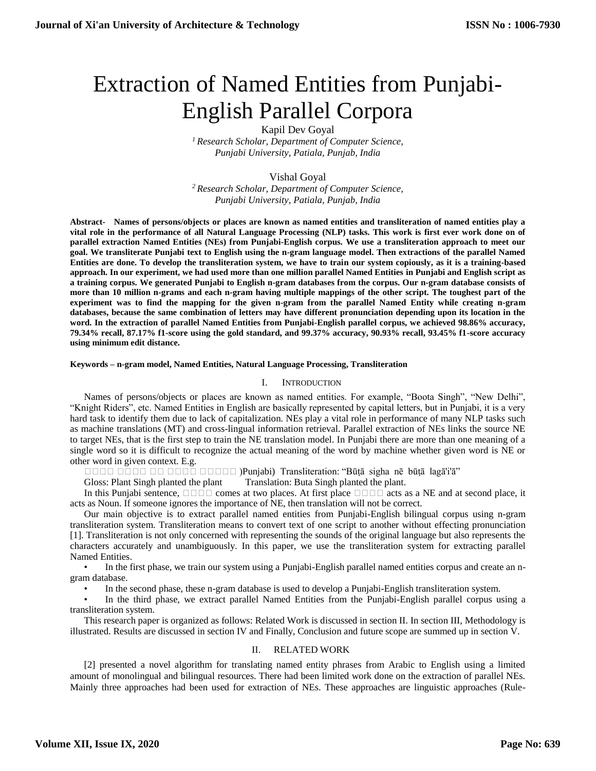// Gurmukhi text in the source renders as missing-glyph boxes; reproduced here as □ placeholders.
# Extraction of Named Entities from Punjabi-English Parallel Corpora

Kapil Dev Goyal
[1] *Research Scholar, Department of Computer Science, Punjabi University, Patiala, Punjab, India*

Vishal Goyal
[2] *Research Scholar, Department of Computer Science, Punjabi University, Patiala, Punjab, India*

**Abstract- Names of persons/objects or places are known as named entities and transliteration of named entities play a vital role in the performance of all Natural Language Processing (NLP) tasks. This work is first ever work done on of parallel extraction Named Entities (NEs) from Punjabi-English corpus. We use a transliteration approach to meet our goal. We transliterate Punjabi text to English using the n-gram language model. Then extractions of the parallel Named Entities are done. To develop the transliteration system, we have to train our system copiously, as it is a training-based approach. In our experiment, we had used more than one million parallel Named Entities in Punjabi and English script as a training corpus. We generated Punjabi to English n-gram databases from the corpus. Our n-gram database consists of more than 10 million n-grams and each n-gram having multiple mappings of the other script. The toughest part of the experiment was to find the mapping for the given n-gram from the parallel Named Entity while creating n-gram databases, because the same combination of letters may have different pronunciation depending upon its location in the word. In the extraction of parallel Named Entities from Punjabi-English parallel corpus, we achieved 98.86% accuracy, 79.34% recall, 87.17% f1-score using the gold standard, and 99.37% accuracy, 90.93% recall, 93.45% f1-score accuracy using minimum edit distance.**

**Keywords – n-gram model, Named Entities, Natural Language Processing, Transliteration**

## I. INTRODUCTION

Names of persons/objects or places are known as named entities. For example, "Boota Singh", "New Delhi", "Knight Riders", etc. Named Entities in English are basically represented by capital letters, but in Punjabi, it is a very hard task to identify them due to lack of capitalization. NEs play a vital role in performance of many NLP tasks such as machine translations (MT) and cross-lingual information retrieval. Parallel extraction of NEs links the source NE to target NEs, that is the first step to train the NE translation model. In Punjabi there are more than one meaning of a single word so it is difficult to recognize the actual meaning of the word by machine whether given word is NE or other word in given context. E.g.

□□□□ □□□□ □□ □□□□ □□□□□ )Punjabi) Transliteration: "Būṭā sigha nē būṭā lagā'i'ā"

Gloss: Plant Singh planted the plant Translation: Buta Singh planted the plant.

In this Punjabi sentence, □□□□ comes at two places. At first place □□□□ acts as a NE and at second place, it acts as Noun. If someone ignores the importance of NE, then translation will not be correct.

Our main objective is to extract parallel named entities from Punjabi-English bilingual corpus using n-gram transliteration system. Transliteration means to convert text of one script to another without effecting pronunciation [1]. Transliteration is not only concerned with representing the sounds of the original language but also represents the characters accurately and unambiguously. In this paper, we use the transliteration system for extracting parallel Named Entities.

- In the first phase, we train our system using a Punjabi-English parallel named entities corpus and create an n-gram database.
- In the second phase, these n-gram database is used to develop a Punjabi-English transliteration system.
- In the third phase, we extract parallel Named Entities from the Punjabi-English parallel corpus using a transliteration system.

This research paper is organized as follows: Related Work is discussed in section II. In section III, Methodology is illustrated. Results are discussed in section IV and Finally, Conclusion and future scope are summed up in section V.

## II. RELATED WORK

[2] presented a novel algorithm for translating named entity phrases from Arabic to English using a limited amount of monolingual and bilingual resources. There had been limited work done on the extraction of parallel NEs. Mainly three approaches had been used for extraction of NEs. These approaches are linguistic approaches (Rule-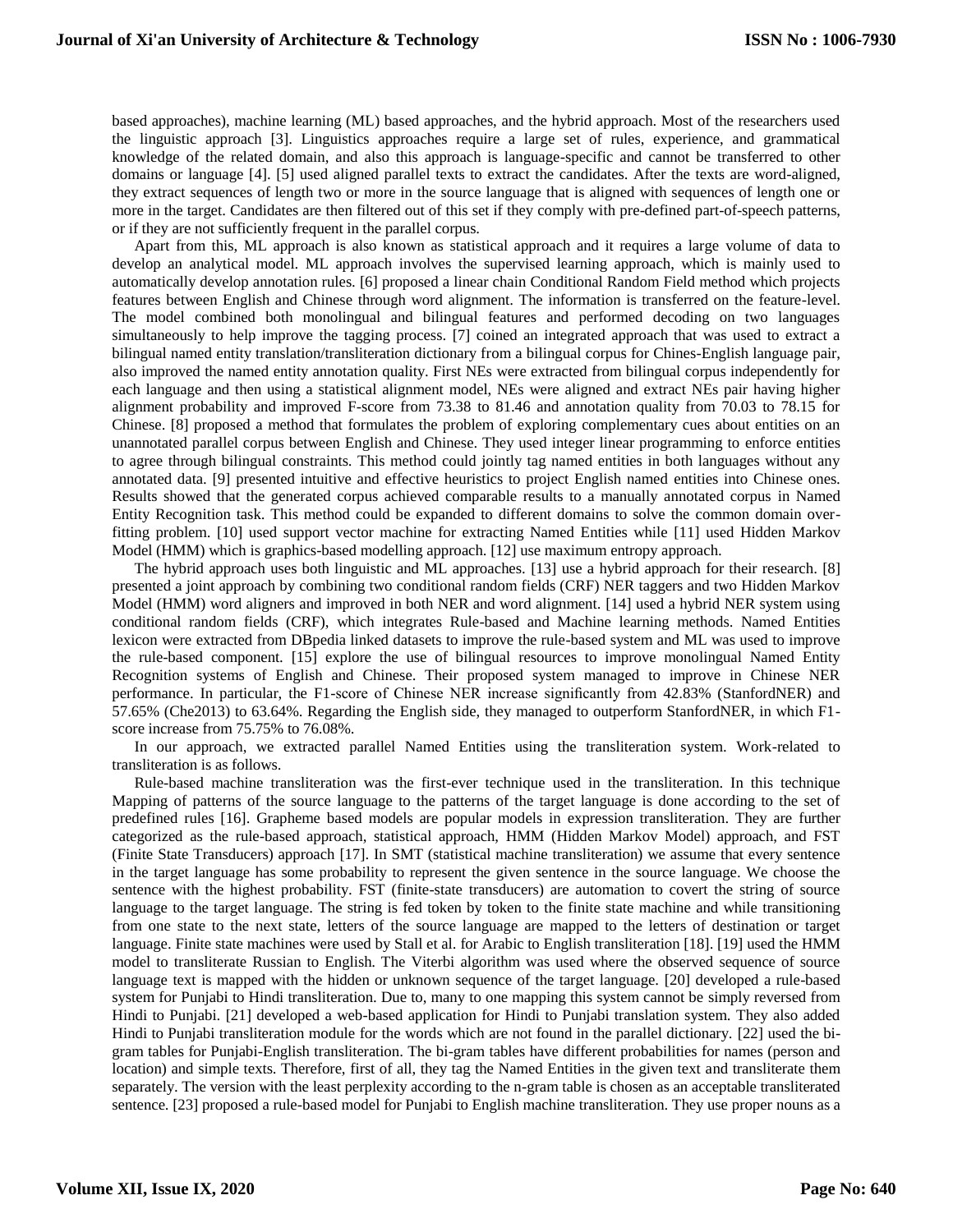based approaches), machine learning (ML) based approaches, and the hybrid approach. Most of the researchers used the linguistic approach [3]. Linguistics approaches require a large set of rules, experience, and grammatical knowledge of the related domain, and also this approach is language-specific and cannot be transferred to other domains or language [4]. [5] used aligned parallel texts to extract the candidates. After the texts are word-aligned, they extract sequences of length two or more in the source language that is aligned with sequences of length one or more in the target. Candidates are then filtered out of this set if they comply with pre-defined part-of-speech patterns, or if they are not sufficiently frequent in the parallel corpus.

Apart from this, ML approach is also known as statistical approach and it requires a large volume of data to develop an analytical model. ML approach involves the supervised learning approach, which is mainly used to automatically develop annotation rules. [6] proposed a linear chain Conditional Random Field method which projects features between English and Chinese through word alignment. The information is transferred on the feature-level. The model combined both monolingual and bilingual features and performed decoding on two languages simultaneously to help improve the tagging process. [7] coined an integrated approach that was used to extract a bilingual named entity translation/transliteration dictionary from a bilingual corpus for Chines-English language pair, also improved the named entity annotation quality. First NEs were extracted from bilingual corpus independently for each language and then using a statistical alignment model, NEs were aligned and extract NEs pair having higher alignment probability and improved F-score from 73.38 to 81.46 and annotation quality from 70.03 to 78.15 for Chinese. [8] proposed a method that formulates the problem of exploring complementary cues about entities on an unannotated parallel corpus between English and Chinese. They used integer linear programming to enforce entities to agree through bilingual constraints. This method could jointly tag named entities in both languages without any annotated data. [9] presented intuitive and effective heuristics to project English named entities into Chinese ones. Results showed that the generated corpus achieved comparable results to a manually annotated corpus in Named Entity Recognition task. This method could be expanded to different domains to solve the common domain over-fitting problem. [10] used support vector machine for extracting Named Entities while [11] used Hidden Markov Model (HMM) which is graphics-based modelling approach. [12] use maximum entropy approach.

The hybrid approach uses both linguistic and ML approaches. [13] use a hybrid approach for their research. [8] presented a joint approach by combining two conditional random fields (CRF) NER taggers and two Hidden Markov Model (HMM) word aligners and improved in both NER and word alignment. [14] used a hybrid NER system using conditional random fields (CRF), which integrates Rule-based and Machine learning methods. Named Entities lexicon were extracted from DBpedia linked datasets to improve the rule-based system and ML was used to improve the rule-based component. [15] explore the use of bilingual resources to improve monolingual Named Entity Recognition systems of English and Chinese. Their proposed system managed to improve in Chinese NER performance. In particular, the F1-score of Chinese NER increase significantly from 42.83% (StanfordNER) and 57.65% (Che2013) to 63.64%. Regarding the English side, they managed to outperform StanfordNER, in which F1-score increase from 75.75% to 76.08%.

In our approach, we extracted parallel Named Entities using the transliteration system. Work-related to transliteration is as follows.

Rule-based machine transliteration was the first-ever technique used in the transliteration. In this technique Mapping of patterns of the source language to the patterns of the target language is done according to the set of predefined rules [16]. Grapheme based models are popular models in expression transliteration. They are further categorized as the rule-based approach, statistical approach, HMM (Hidden Markov Model) approach, and FST (Finite State Transducers) approach [17]. In SMT (statistical machine transliteration) we assume that every sentence in the target language has some probability to represent the given sentence in the source language. We choose the sentence with the highest probability. FST (finite-state transducers) are automation to covert the string of source language to the target language. The string is fed token by token to the finite state machine and while transitioning from one state to the next state, letters of the source language are mapped to the letters of destination or target language. Finite state machines were used by Stall et al. for Arabic to English transliteration [18]. [19] used the HMM model to transliterate Russian to English. The Viterbi algorithm was used where the observed sequence of source language text is mapped with the hidden or unknown sequence of the target language. [20] developed a rule-based system for Punjabi to Hindi transliteration. Due to, many to one mapping this system cannot be simply reversed from Hindi to Punjabi. [21] developed a web-based application for Hindi to Punjabi translation system. They also added Hindi to Punjabi transliteration module for the words which are not found in the parallel dictionary. [22] used the bi-gram tables for Punjabi-English transliteration. The bi-gram tables have different probabilities for names (person and location) and simple texts. Therefore, first of all, they tag the Named Entities in the given text and transliterate them separately. The version with the least perplexity according to the n-gram table is chosen as an acceptable transliterated sentence. [23] proposed a rule-based model for Punjabi to English machine transliteration. They use proper nouns as a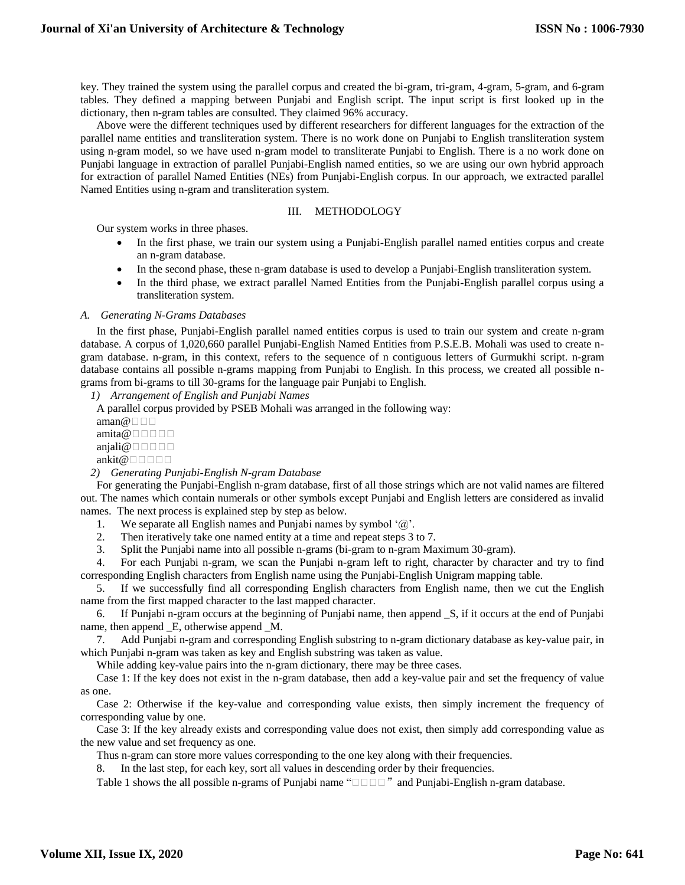key. They trained the system using the parallel corpus and created the bi-gram, tri-gram, 4-gram, 5-gram, and 6-gram tables. They defined a mapping between Punjabi and English script. The input script is first looked up in the dictionary, then n-gram tables are consulted. They claimed 96% accuracy.

Above were the different techniques used by different researchers for different languages for the extraction of the parallel name entities and transliteration system. There is no work done on Punjabi to English transliteration system using n-gram model, so we have used n-gram model to transliterate Punjabi to English. There is a no work done on Punjabi language in extraction of parallel Punjabi-English named entities, so we are using our own hybrid approach for extraction of parallel Named Entities (NEs) from Punjabi-English corpus. In our approach, we extracted parallel Named Entities using n-gram and transliteration system.

## III. METHODOLOGY

Our system works in three phases.

- In the first phase, we train our system using a Punjabi-English parallel named entities corpus and create an n-gram database.
- In the second phase, these n-gram database is used to develop a Punjabi-English transliteration system.
- In the third phase, we extract parallel Named Entities from the Punjabi-English parallel corpus using a transliteration system.

### *A. Generating N-Grams Databases*

In the first phase, Punjabi-English parallel named entities corpus is used to train our system and create n-gram database. A corpus of 1,020,660 parallel Punjabi-English Named Entities from P.S.E.B. Mohali was used to create n-gram database. n-gram, in this context, refers to the sequence of n contiguous letters of Gurmukhi script. n-gram database contains all possible n-grams mapping from Punjabi to English. In this process, we created all possible n-grams from bi-grams to till 30-grams for the language pair Punjabi to English.

*1) Arrangement of English and Punjabi Names*

A parallel corpus provided by PSEB Mohali was arranged in the following way:

aman@□□□

amita@□□□□□

anjali@□□□□□

ankit@□□□□□

*2) Generating Punjabi-English N-gram Database*

For generating the Punjabi-English n-gram database, first of all those strings which are not valid names are filtered out. The names which contain numerals or other symbols except Punjabi and English letters are considered as invalid names. The next process is explained step by step as below.

1. We separate all English names and Punjabi names by symbol '@'.
2. Then iteratively take one named entity at a time and repeat steps 3 to 7.
3. Split the Punjabi name into all possible n-grams (bi-gram to n-gram Maximum 30-gram).
4. For each Punjabi n-gram, we scan the Punjabi n-gram left to right, character by character and try to find corresponding English characters from English name using the Punjabi-English Unigram mapping table.
5. If we successfully find all corresponding English characters from English name, then we cut the English name from the first mapped character to the last mapped character.
6. If Punjabi n-gram occurs at the beginning of Punjabi name, then append _S, if it occurs at the end of Punjabi name, then append _E, otherwise append _M.
7. Add Punjabi n-gram and corresponding English substring to n-gram dictionary database as key-value pair, in which Punjabi n-gram was taken as key and English substring was taken as value.

While adding key-value pairs into the n-gram dictionary, there may be three cases.

Case 1: If the key does not exist in the n-gram database, then add a key-value pair and set the frequency of value as one.

Case 2: Otherwise if the key-value and corresponding value exists, then simply increment the frequency of corresponding value by one.

Case 3: If the key already exists and corresponding value does not exist, then simply add corresponding value as the new value and set frequency as one.

Thus n-gram can store more values corresponding to the one key along with their frequencies.

8. In the last step, for each key, sort all values in descending order by their frequencies.

Table 1 shows the all possible n-grams of Punjabi name "□□□□" and Punjabi-English n-gram database.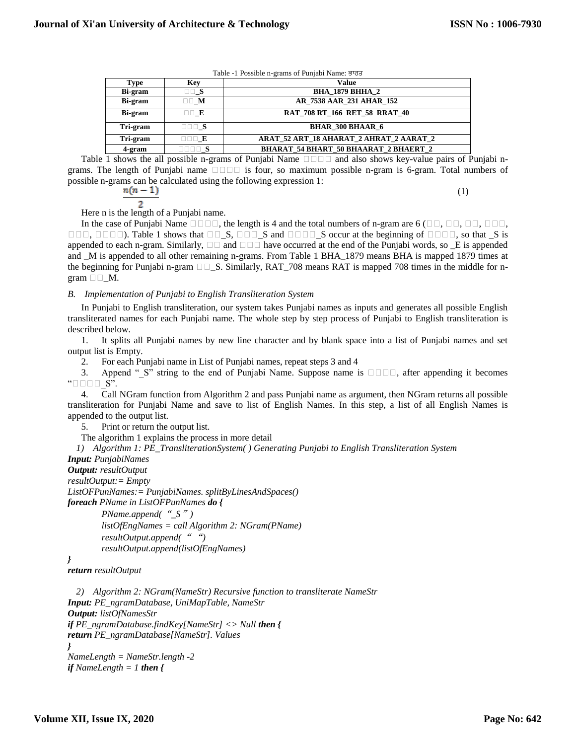Table -1 Possible n-grams of Punjabi Name: ਭਾਰਤ

| Type | Key | Value |
|---|---|---|
| Bi-gram | □□_S | BHA_1879 BHHA_2 |
| Bi-gram | □□_M | AR_7538 AAR_231 AHAR_152 |
| Bi-gram | □□_E | RAT_708 RT_166 RET_58 RRAT_40 |
| Tri-gram | □□□_S | BHAR_300 BHAAR_6 |
| Tri-gram | □□□_E | ARAT_52 ART_18 AHARAT_2 AHRAT_2 AARAT_2 |
| 4-gram | □□□□_S | BHARAT_54 BHART_50 BHAARAT_2 BHAERT_2 |

Table 1 shows the all possible n-grams of Punjabi Name □□□□ and also shows key-value pairs of Punjabi n-grams. The length of Punjabi name □□□□ is four, so maximum possible n-gram is 6-gram. Total numbers of possible n-grams can be calculated using the following expression 1:

$$\frac{n(n-1)}{2} \quad (1)$$

Here n is the length of a Punjabi name.

In the case of Punjabi Name □□□□, the length is 4 and the total numbers of n-gram are 6 (□□, □□, □□, □□□, □□□, □□□□). Table 1 shows that □□_S, □□□_S and □□□□_S occur at the beginning of □□□□, so that _S is appended to each n-gram. Similarly, □□ and □□□ have occurred at the end of the Punjabi words, so _E is appended and _M is appended to all other remaining n-grams. From Table 1 BHA_1879 means BHA is mapped 1879 times at the beginning for Punjabi n-gram □□_S. Similarly, RAT_708 means RAT is mapped 708 times in the middle for n-gram □□_M.

### *B. Implementation of Punjabi to English Transliteration System*

In Punjabi to English transliteration, our system takes Punjabi names as inputs and generates all possible English transliterated names for each Punjabi name. The whole step by step process of Punjabi to English transliteration is described below.

1. It splits all Punjabi names by new line character and by blank space into a list of Punjabi names and set output list is Empty.
2. For each Punjabi name in List of Punjabi names, repeat steps 3 and 4
3. Append "_S" string to the end of Punjabi Name. Suppose name is □□□□, after appending it becomes "□□□□_S".
4. Call NGram function from Algorithm 2 and pass Punjabi name as argument, then NGram returns all possible transliteration for Punjabi Name and save to list of English Names. In this step, a list of all English Names is appended to the output list.
5. Print or return the output list.

The algorithm 1 explains the process in more detail

*1) Algorithm 1: PE_TransliterationSystem( ) Generating Punjabi to English Transliteration System*

***Input:*** *PunjabiNames*
***Output:*** *resultOutput*
*resultOutput:= Empty*
*ListOFPunNames:= PunjabiNames. splitByLinesAndSpaces()*
***foreach*** *PName in ListOFPunNames* ***do {***
  *PName.append( "_S" )*
  *listOfEngNames = call Algorithm 2: NGram(PName)*
  *resultOutput.append( " ")*
  *resultOutput.append(listOfEngNames)*
***}***
***return*** *resultOutput*

*2) Algorithm 2: NGram(NameStr) Recursive function to transliterate NameStr*

***Input:*** *PE_ngramDatabase, UniMapTable, NameStr*
***Output:*** *listOfNamesStr*
***if*** *PE_ngramDatabase.findKey[NameStr] <> Null* ***then {***
***return*** *PE_ngramDatabase[NameStr]. Values*
***}***
*NameLength = NameStr.length -2*
***if*** *NameLength = 1* ***then {***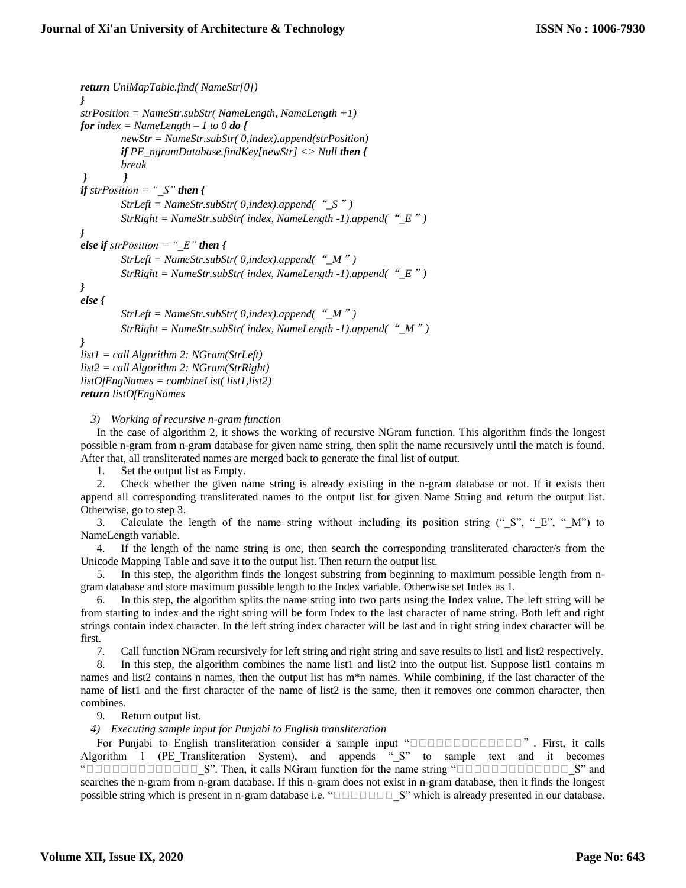```
return UniMapTable.find( NameStr[0])
}
strPosition = NameStr.subStr( NameLength, NameLength +1)
for index = NameLength – 1 to 0 do {
        newStr = NameStr.subStr( 0,index).append(strPosition)
        if PE_ngramDatabase.findKey[newStr] <> Null then {
        break
 }          }
if strPosition = "_S" then {
        StrLeft = NameStr.subStr( 0,index).append( "_S" )
        StrRight = NameStr.subStr( index, NameLength -1).append( "_E" )
}
else if strPosition = "_E" then {
        StrLeft = NameStr.subStr( 0,index).append( "_M" )
        StrRight = NameStr.subStr( index, NameLength -1).append( "_E" )
}
else {
        StrLeft = NameStr.subStr( 0,index).append( "_M" )
        StrRight = NameStr.subStr( index, NameLength -1).append( "_M" )
}
list1 = call Algorithm 2: NGram(StrLeft)
list2 = call Algorithm 2: NGram(StrRight)
listOfEngNames = combineList( list1,list2)
return listOfEngNames
```

*3) Working of recursive n-gram function*

In the case of algorithm 2, it shows the working of recursive NGram function. This algorithm finds the longest possible n-gram from n-gram database for given name string, then split the name recursively until the match is found. After that, all transliterated names are merged back to generate the final list of output.

1. Set the output list as Empty.
2. Check whether the given name string is already existing in the n-gram database or not. If it exists then append all corresponding transliterated names to the output list for given Name String and return the output list. Otherwise, go to step 3.
3. Calculate the length of the name string without including its position string ("_S", "_E", "_M") to NameLength variable.
4. If the length of the name string is one, then search the corresponding transliterated character/s from the Unicode Mapping Table and save it to the output list. Then return the output list.
5. In this step, the algorithm finds the longest substring from beginning to maximum possible length from n-gram database and store maximum possible length to the Index variable. Otherwise set Index as 1.
6. In this step, the algorithm splits the name string into two parts using the Index value. The left string will be from starting to index and the right string will be form Index to the last character of name string. Both left and right strings contain index character. In the left string index character will be last and in right string index character will be first.
7. Call function NGram recursively for left string and right string and save results to list1 and list2 respectively.
8. In this step, the algorithm combines the name list1 and list2 into the output list. Suppose list1 contains m names and list2 contains n names, then the output list has m*n names. While combining, if the last character of the name of list1 and the first character of the name of list2 is the same, then it removes one common character, then combines.
9. Return output list.

*4) Executing sample input for Punjabi to English transliteration*

For Punjabi to English transliteration consider a sample input "□□□□□□□□□□□□□". First, it calls Algorithm 1 (PE_Transliteration System), and appends "_S" to sample text and it becomes "□□□□□□□□□□□□□_S". Then, it calls NGram function for the name string "□□□□□□□□□□□□□_S" and searches the n-gram from n-gram database. If this n-gram does not exist in n-gram database, then it finds the longest possible string which is present in n-gram database i.e. "□□□□□□□_S" which is already presented in our database.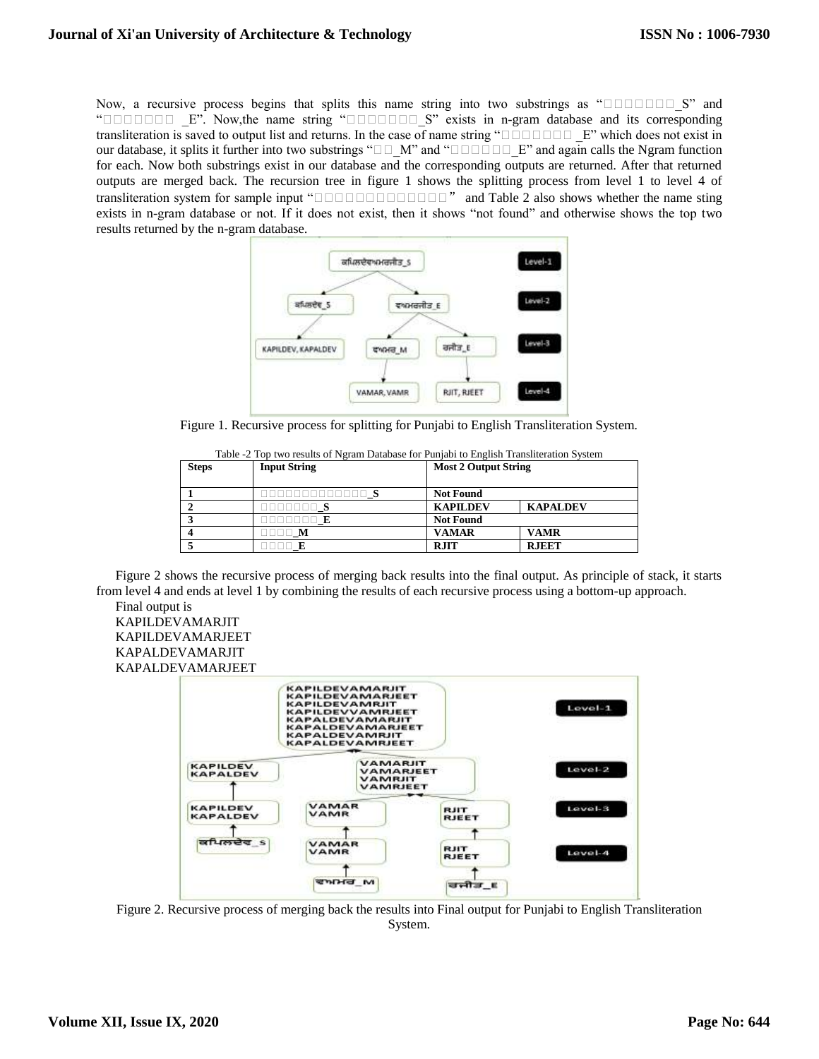Now, a recursive process begins that splits this name string into two substrings as "□□□□□□□_S" and "□□□□□□□ _E". Now,the name string "□□□□□□□_S" exists in n-gram database and its corresponding transliteration is saved to output list and returns. In the case of name string "□□□□□□□ _E" which does not exist in our database, it splits it further into two substrings "□□_M" and "□□□□□□_E" and again calls the Ngram function for each. Now both substrings exist in our database and the corresponding outputs are returned. After that returned outputs are merged back. The recursion tree in figure 1 shows the splitting process from level 1 to level 4 of transliteration system for sample input "□□□□□□□□□□□□□□" and Table 2 also shows whether the name sting exists in n-gram database or not. If it does not exist, then it shows "not found" and otherwise shows the top two results returned by the n-gram database.

Figure 1. Recursive process for splitting for Punjabi to English Transliteration System.

Table -2 Top two results of Ngram Database for Punjabi to English Transliteration System

| Steps | Input String | Most 2 Output String | |
|---|---|---|---|
| 1 | □□□□□□□□□□□□□_S | Not Found | |
| 2 | □□□□□□□_S | KAPILDEV | KAPALDEV |
| 3 | □□□□□□□_E | Not Found | |
| 4 | □□□□_M | VAMAR | VAMR |
| 5 | □□□□_E | RJIT | RJEET |

Figure 2 shows the recursive process of merging back results into the final output. As principle of stack, it starts from level 4 and ends at level 1 by combining the results of each recursive process using a bottom-up approach.

Final output is
KAPILDEVAMARJIT
KAPILDEVAMARJEET
KAPALDEVAMARJIT
KAPALDEVAMARJEET

Figure 2. Recursive process of merging back the results into Final output for Punjabi to English Transliteration System.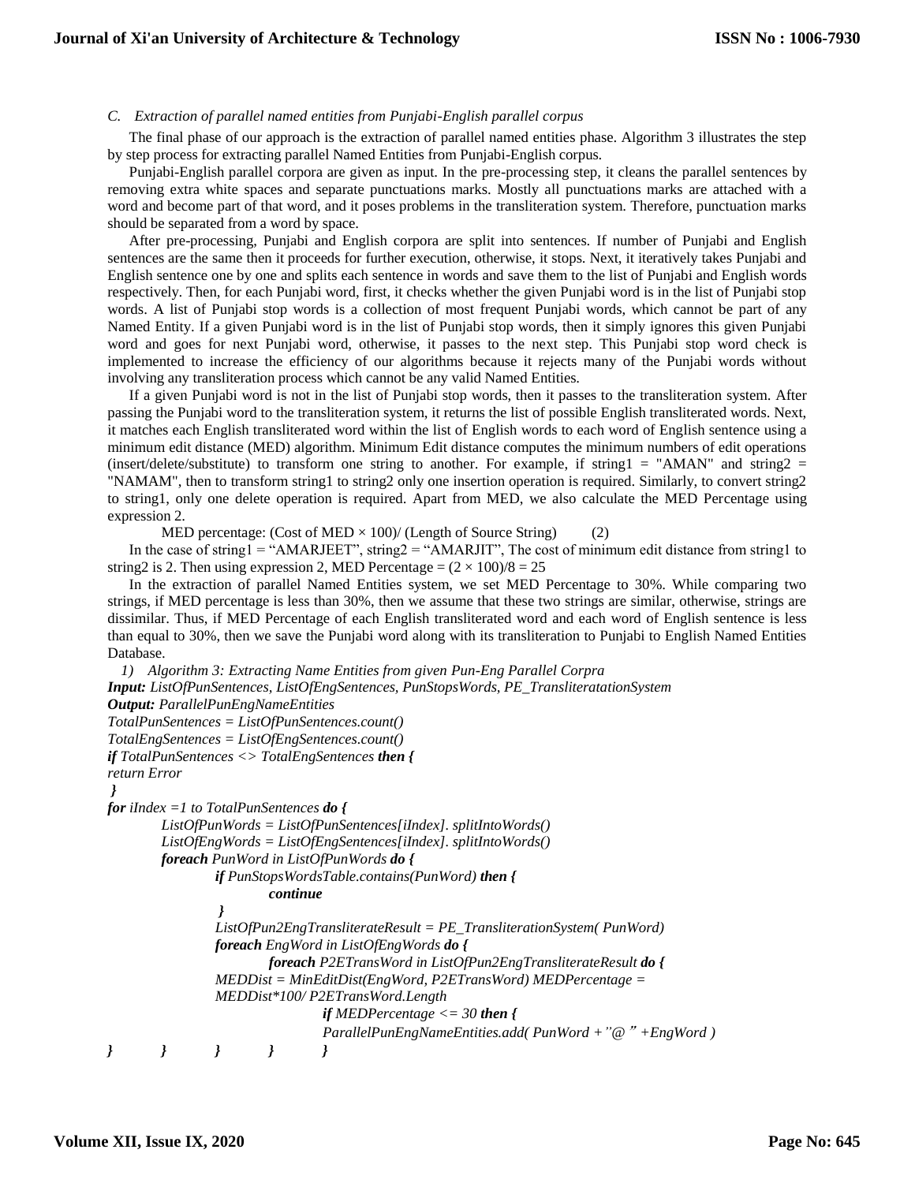### C. *Extraction of parallel named entities from Punjabi-English parallel corpus*

The final phase of our approach is the extraction of parallel named entities phase. Algorithm 3 illustrates the step by step process for extracting parallel Named Entities from Punjabi-English corpus.

Punjabi-English parallel corpora are given as input. In the pre-processing step, it cleans the parallel sentences by removing extra white spaces and separate punctuations marks. Mostly all punctuations marks are attached with a word and become part of that word, and it poses problems in the transliteration system. Therefore, punctuation marks should be separated from a word by space.

After pre-processing, Punjabi and English corpora are split into sentences. If number of Punjabi and English sentences are the same then it proceeds for further execution, otherwise, it stops. Next, it iteratively takes Punjabi and English sentence one by one and splits each sentence in words and save them to the list of Punjabi and English words respectively. Then, for each Punjabi word, first, it checks whether the given Punjabi word is in the list of Punjabi stop words. A list of Punjabi stop words is a collection of most frequent Punjabi words, which cannot be part of any Named Entity. If a given Punjabi word is in the list of Punjabi stop words, then it simply ignores this given Punjabi word and goes for next Punjabi word, otherwise, it passes to the next step. This Punjabi stop word check is implemented to increase the efficiency of our algorithms because it rejects many of the Punjabi words without involving any transliteration process which cannot be any valid Named Entities.

If a given Punjabi word is not in the list of Punjabi stop words, then it passes to the transliteration system. After passing the Punjabi word to the transliteration system, it returns the list of possible English transliterated words. Next, it matches each English transliterated word within the list of English words to each word of English sentence using a minimum edit distance (MED) algorithm. Minimum Edit distance computes the minimum numbers of edit operations (insert/delete/substitute) to transform one string to another. For example, if string1 = "AMAN" and string2 = "NAMAM", then to transform string1 to string2 only one insertion operation is required. Similarly, to convert string2 to string1, only one delete operation is required. Apart from MED, we also calculate the MED Percentage using expression 2.

MED percentage: (Cost of MED × 100)/ (Length of Source String) (2)

In the case of string1 = "AMARJEET", string2 = "AMARJIT", The cost of minimum edit distance from string1 to string2 is 2. Then using expression 2, MED Percentage = $(2 \times 100)/8 = 25$

In the extraction of parallel Named Entities system, we set MED Percentage to 30%. While comparing two strings, if MED percentage is less than 30%, then we assume that these two strings are similar, otherwise, strings are dissimilar. Thus, if MED Percentage of each English transliterated word and each word of English sentence is less than equal to 30%, then we save the Punjabi word along with its transliteration to Punjabi to English Named Entities Database.

#### 1) *Algorithm 3: Extracting Name Entities from given Pun-Eng Parallel Corpra*

```
Input: ListOfPunSentences, ListOfEngSentences, PunStopsWords, PE_TransliteratationSystem
Output: ParallelPunEngNameEntities
TotalPunSentences = ListOfPunSentences.count()
TotalEngSentences = ListOfEngSentences.count()
if TotalPunSentences <> TotalEngSentences then {
return Error
}
for iIndex =1 to TotalPunSentences do {
        ListOfPunWords = ListOfPunSentences[iIndex]. splitIntoWords()
        ListOfEngWords = ListOfEngSentences[iIndex]. splitIntoWords()
        foreach PunWord in ListOfPunWords do {
                if PunStopsWordsTable.contains(PunWord) then {
                        continue
                }
                ListOfPun2EngTransliterateResult = PE_TransliterationSystem( PunWord)
                foreach EngWord in ListOfEngWords do {
                        foreach P2ETransWord in ListOfPun2EngTransliterateResult do {
                MEDDist = MinEditDist(EngWord, P2ETransWord) MEDPercentage =
                MEDDist*100/ P2ETransWord.Length
                                if MEDPercentage <= 30 then {
                                ParallelPunEngNameEntities.add( PunWord +"@" +EngWord )
}       }       }       }       }
```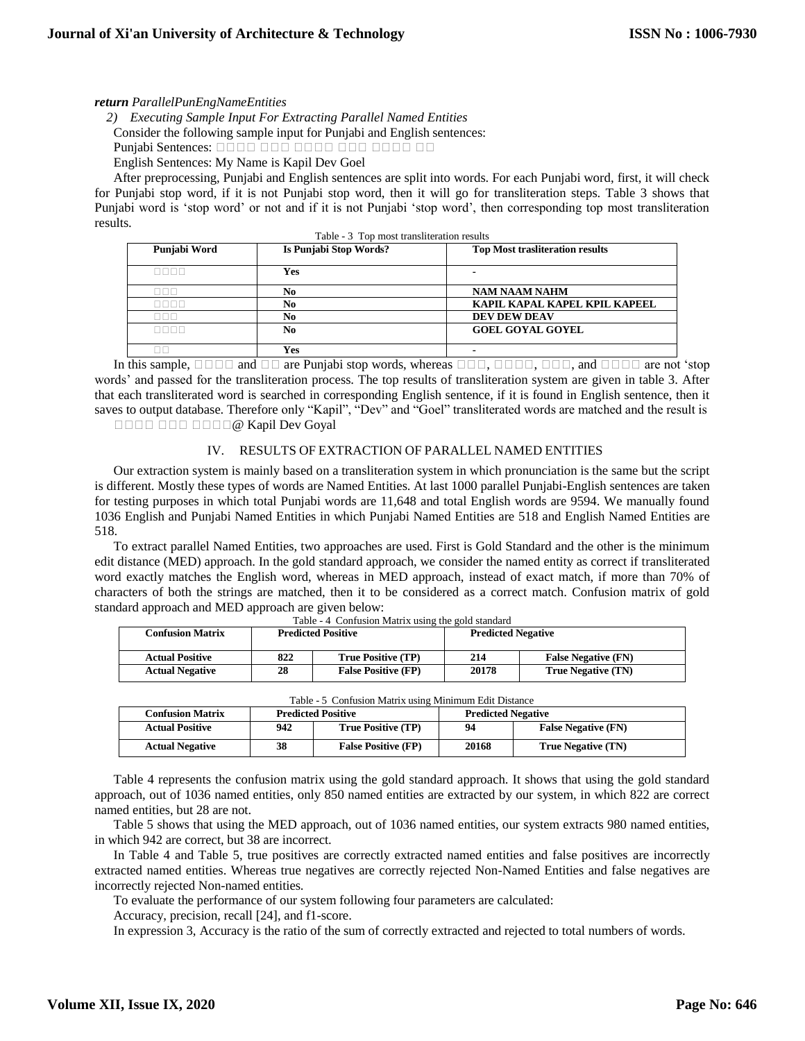***return** ParallelPunEngNameEntities*

*2) Executing Sample Input For Extracting Parallel Named Entities*

Consider the following sample input for Punjabi and English sentences:

Punjabi Sentences: □□□□ □□□ □□□□ □□□ □□□□ □□

English Sentences: My Name is Kapil Dev Goel

After preprocessing, Punjabi and English sentences are split into words. For each Punjabi word, first, it will check for Punjabi stop word, if it is not Punjabi stop word, then it will go for transliteration steps. Table 3 shows that Punjabi word is 'stop word' or not and if it is not Punjabi 'stop word', then corresponding top most transliteration results.

Table - 3 Top most transliteration results

| Punjabi Word | Is Punjabi Stop Words? | Top Most trasliteration results |
|---|---|---|
| □□□□ | Yes | - |
| □□□ | No | NAM NAAM NAHM |
| □□□□ | No | KAPIL KAPAL KAPEL KPIL KAPEEL |
| □□□ | No | DEV DEW DEAV |
| □□□□ | No | GOEL GOYAL GOYEL |
| □□ | Yes | - |

In this sample, □□□□ and □□ are Punjabi stop words, whereas □□□, □□□□, □□□, and □□□□ are not 'stop words' and passed for the transliteration process. The top results of transliteration system are given in table 3. After that each transliterated word is searched in corresponding English sentence, if it is found in English sentence, then it saves to output database. Therefore only "Kapil", "Dev" and "Goel" transliterated words are matched and the result is

□□□□ □□□ □□□□@ Kapil Dev Goyal

## IV. RESULTS OF EXTRACTION OF PARALLEL NAMED ENTITIES

Our extraction system is mainly based on a transliteration system in which pronunciation is the same but the script is different. Mostly these types of words are Named Entities. At last 1000 parallel Punjabi-English sentences are taken for testing purposes in which total Punjabi words are 11,648 and total English words are 9594. We manually found 1036 English and Punjabi Named Entities in which Punjabi Named Entities are 518 and English Named Entities are 518.

To extract parallel Named Entities, two approaches are used. First is Gold Standard and the other is the minimum edit distance (MED) approach. In the gold standard approach, we consider the named entity as correct if transliterated word exactly matches the English word, whereas in MED approach, instead of exact match, if more than 70% of characters of both the strings are matched, then it to be considered as a correct match. Confusion matrix of gold standard approach and MED approach are given below:

Table - 4 Confusion Matrix using the gold standard

| Confusion Matrix | Predicted Positive | | Predicted Negative | |
|---|---|---|---|---|
| Actual Positive | 822 | True Positive (TP) | 214 | False Negative (FN) |
| Actual Negative | 28 | False Positive (FP) | 20178 | True Negative (TN) |

Table - 5 Confusion Matrix using Minimum Edit Distance

| Confusion Matrix | Predicted Positive | | Predicted Negative | |
|---|---|---|---|---|
| Actual Positive | 942 | True Positive (TP) | 94 | False Negative (FN) |
| Actual Negative | 38 | False Positive (FP) | 20168 | True Negative (TN) |

Table 4 represents the confusion matrix using the gold standard approach. It shows that using the gold standard approach, out of 1036 named entities, only 850 named entities are extracted by our system, in which 822 are correct named entities, but 28 are not.

Table 5 shows that using the MED approach, out of 1036 named entities, our system extracts 980 named entities, in which 942 are correct, but 38 are incorrect.

In Table 4 and Table 5, true positives are correctly extracted named entities and false positives are incorrectly extracted named entities. Whereas true negatives are correctly rejected Non-Named Entities and false negatives are incorrectly rejected Non-named entities.

To evaluate the performance of our system following four parameters are calculated:

Accuracy, precision, recall [24], and f1-score.

In expression 3, Accuracy is the ratio of the sum of correctly extracted and rejected to total numbers of words.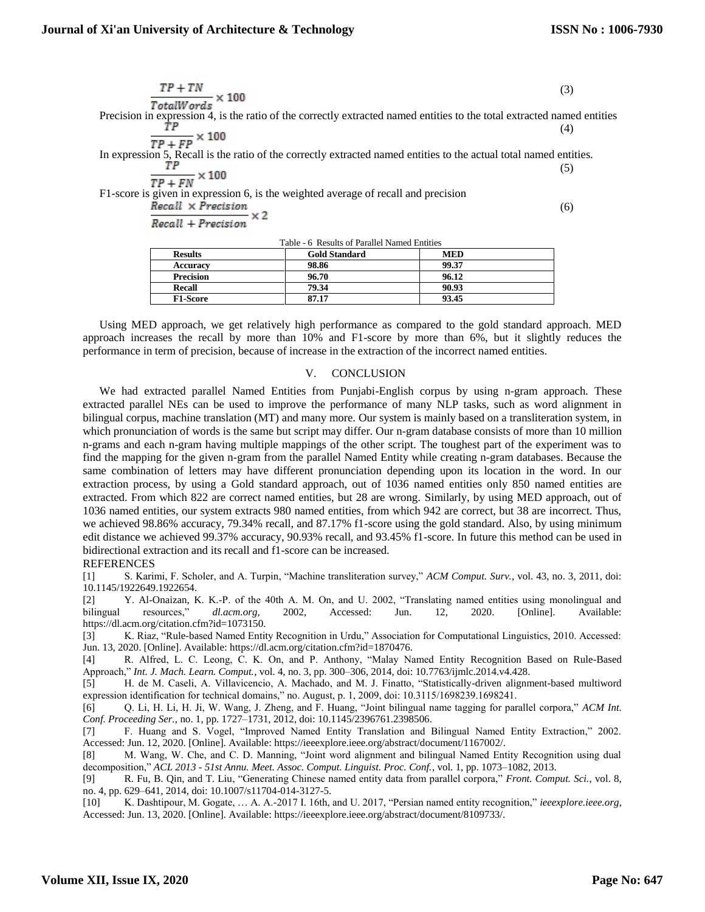$$\frac{TP + TN}{TotalWords} \times 100 \quad (3)$$

Precision in expression 4, is the ratio of the correctly extracted named entities to the total extracted named entities

$$\frac{TP}{TP + FP} \times 100 \quad (4)$$

In expression 5, Recall is the ratio of the correctly extracted named entities to the actual total named entities.

$$\frac{TP}{TP + FN} \times 100 \quad (5)$$

F1-score is given in expression 6, is the weighted average of recall and precision

$$\frac{Recall \times Precision}{Recall + Precision} \times 2 \quad (6)$$

Table - 6 Results of Parallel Named Entities

| Results | Gold Standard | MED |
|---|---|---|
| **Accuracy** | **98.86** | **99.37** |
| **Precision** | **96.70** | **96.12** |
| **Recall** | **79.34** | **90.93** |
| **F1-Score** | **87.17** | **93.45** |

Using MED approach, we get relatively high performance as compared to the gold standard approach. MED approach increases the recall by more than 10% and F1-score by more than 6%, but it slightly reduces the performance in term of precision, because of increase in the extraction of the incorrect named entities.

## V. CONCLUSION

We had extracted parallel Named Entities from Punjabi-English corpus by using n-gram approach. These extracted parallel NEs can be used to improve the performance of many NLP tasks, such as word alignment in bilingual corpus, machine translation (MT) and many more. Our system is mainly based on a transliteration system, in which pronunciation of words is the same but script may differ. Our n-gram database consists of more than 10 million n-grams and each n-gram having multiple mappings of the other script. The toughest part of the experiment was to find the mapping for the given n-gram from the parallel Named Entity while creating n-gram databases. Because the same combination of letters may have different pronunciation depending upon its location in the word. In our extraction process, by using a Gold standard approach, out of 1036 named entities only 850 named entities are extracted. From which 822 are correct named entities, but 28 are wrong. Similarly, by using MED approach, out of 1036 named entities, our system extracts 980 named entities, from which 942 are correct, but 38 are incorrect. Thus, we achieved 98.86% accuracy, 79.34% recall, and 87.17% f1-score using the gold standard. Also, by using minimum edit distance we achieved 99.37% accuracy, 90.93% recall, and 93.45% f1-score. In future this method can be used in bidirectional extraction and its recall and f1-score can be increased.

## REFERENCES

[1] S. Karimi, F. Scholer, and A. Turpin, "Machine transliteration survey," *ACM Comput. Surv.*, vol. 43, no. 3, 2011, doi: 10.1145/1922649.1922654.

[2] Y. Al-Onaizan, K. K.-P. of the 40th A. M. On, and U. 2002, "Translating named entities using monolingual and bilingual resources," *dl.acm.org*, 2002, Accessed: Jun. 12, 2020. [Online]. Available: https://dl.acm.org/citation.cfm?id=1073150.

[3] K. Riaz, "Rule-based Named Entity Recognition in Urdu," Association for Computational Linguistics, 2010. Accessed: Jun. 13, 2020. [Online]. Available: https://dl.acm.org/citation.cfm?id=1870476.

[4] R. Alfred, L. C. Leong, C. K. On, and P. Anthony, "Malay Named Entity Recognition Based on Rule-Based Approach," *Int. J. Mach. Learn. Comput.*, vol. 4, no. 3, pp. 300–306, 2014, doi: 10.7763/ijmlc.2014.v4.428.

[5] H. de M. Caseli, A. Villavicencio, A. Machado, and M. J. Finatto, "Statistically-driven alignment-based multiword expression identification for technical domains," no. August, p. 1, 2009, doi: 10.3115/1698239.1698241.

[6] Q. Li, H. Li, H. Ji, W. Wang, J. Zheng, and F. Huang, "Joint bilingual name tagging for parallel corpora," *ACM Int. Conf. Proceeding Ser.*, no. 1, pp. 1727–1731, 2012, doi: 10.1145/2396761.2398506.

[7] F. Huang and S. Vogel, "Improved Named Entity Translation and Bilingual Named Entity Extraction," 2002. Accessed: Jun. 12, 2020. [Online]. Available: https://ieeexplore.ieee.org/abstract/document/1167002/.

[8] M. Wang, W. Che, and C. D. Manning, "Joint word alignment and bilingual Named Entity Recognition using dual decomposition," *ACL 2013 - 51st Annu. Meet. Assoc. Comput. Linguist. Proc. Conf.*, vol. 1, pp. 1073–1082, 2013.

[9] R. Fu, B. Qin, and T. Liu, "Generating Chinese named entity data from parallel corpora," *Front. Comput. Sci.*, vol. 8, no. 4, pp. 629–641, 2014, doi: 10.1007/s11704-014-3127-5.

[10] K. Dashtipour, M. Gogate, … A. A.-2017 I. 16th, and U. 2017, "Persian named entity recognition," *ieeexplore.ieee.org*, Accessed: Jun. 13, 2020. [Online]. Available: https://ieeexplore.ieee.org/abstract/document/8109733/.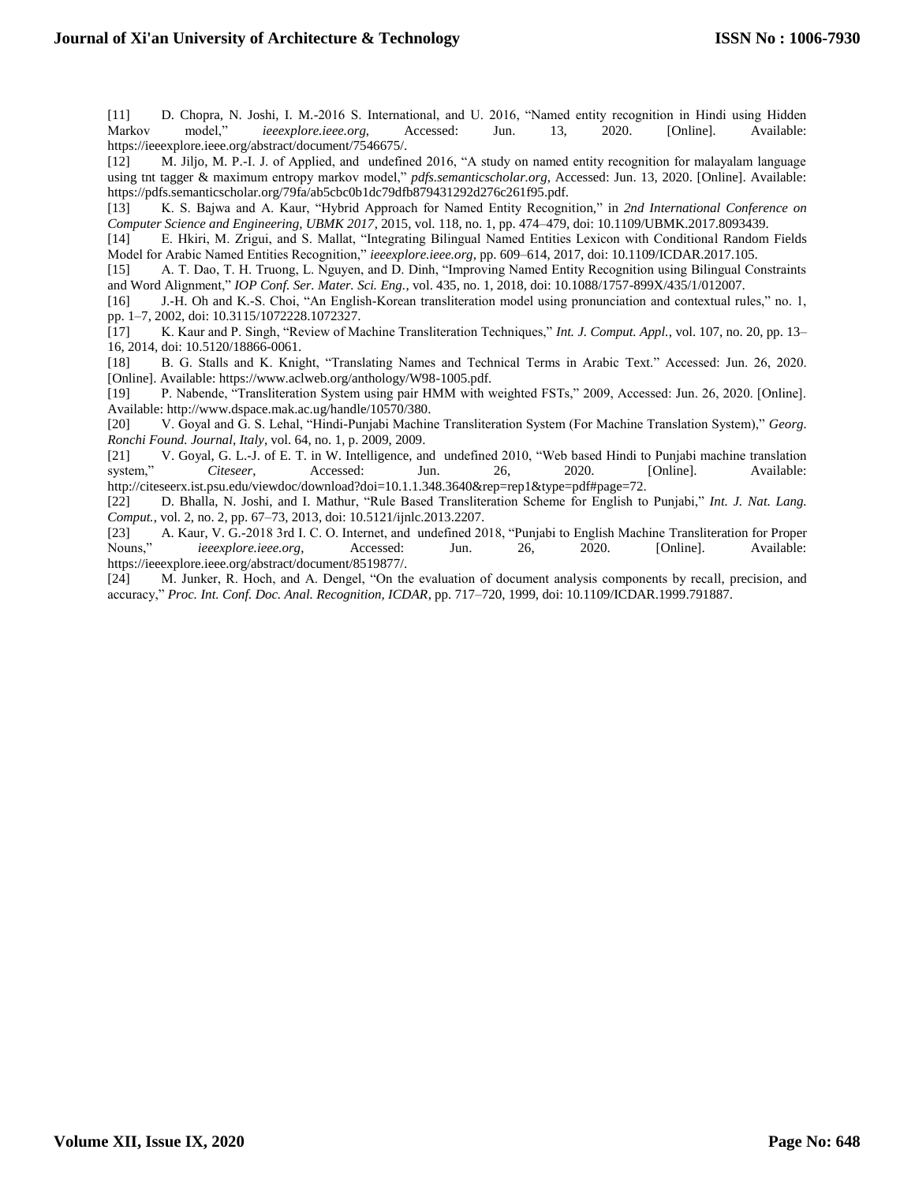[11] D. Chopra, N. Joshi, I. M.-2016 S. International, and U. 2016, "Named entity recognition in Hindi using Hidden Markov model," *ieeexplore.ieee.org*, Accessed: Jun. 13, 2020. [Online]. Available: https://ieeexplore.ieee.org/abstract/document/7546675/.

[12] M. Jiljo, M. P.-I. J. of Applied, and undefined 2016, "A study on named entity recognition for malayalam language using tnt tagger & maximum entropy markov model," *pdfs.semanticscholar.org*, Accessed: Jun. 13, 2020. [Online]. Available: https://pdfs.semanticscholar.org/79fa/ab5cbc0b1dc79dfb879431292d276c261f95.pdf.

[13] K. S. Bajwa and A. Kaur, "Hybrid Approach for Named Entity Recognition," in *2nd International Conference on Computer Science and Engineering, UBMK 2017*, 2015, vol. 118, no. 1, pp. 474–479, doi: 10.1109/UBMK.2017.8093439.

[14] E. Hkiri, M. Zrigui, and S. Mallat, "Integrating Bilingual Named Entities Lexicon with Conditional Random Fields Model for Arabic Named Entities Recognition," *ieeexplore.ieee.org*, pp. 609–614, 2017, doi: 10.1109/ICDAR.2017.105.

[15] A. T. Dao, T. H. Truong, L. Nguyen, and D. Dinh, "Improving Named Entity Recognition using Bilingual Constraints and Word Alignment," *IOP Conf. Ser. Mater. Sci. Eng.*, vol. 435, no. 1, 2018, doi: 10.1088/1757-899X/435/1/012007.

[16] J.-H. Oh and K.-S. Choi, "An English-Korean transliteration model using pronunciation and contextual rules," no. 1, pp. 1–7, 2002, doi: 10.3115/1072228.1072327.

[17] K. Kaur and P. Singh, "Review of Machine Transliteration Techniques," *Int. J. Comput. Appl.*, vol. 107, no. 20, pp. 13–16, 2014, doi: 10.5120/18866-0061.

[18] B. G. Stalls and K. Knight, "Translating Names and Technical Terms in Arabic Text." Accessed: Jun. 26, 2020. [Online]. Available: https://www.aclweb.org/anthology/W98-1005.pdf.

[19] P. Nabende, "Transliteration System using pair HMM with weighted FSTs," 2009, Accessed: Jun. 26, 2020. [Online]. Available: http://www.dspace.mak.ac.ug/handle/10570/380.

[20] V. Goyal and G. S. Lehal, "Hindi-Punjabi Machine Transliteration System (For Machine Translation System)," *Georg. Ronchi Found. Journal, Italy*, vol. 64, no. 1, p. 2009, 2009.

[21] V. Goyal, G. L.-J. of E. T. in W. Intelligence, and undefined 2010, "Web based Hindi to Punjabi machine translation system," *Citeseer*, Accessed: Jun. 26, 2020. [Online]. Available: http://citeseerx.ist.psu.edu/viewdoc/download?doi=10.1.1.348.3640&rep=rep1&type=pdf#page=72.

[22] D. Bhalla, N. Joshi, and I. Mathur, "Rule Based Transliteration Scheme for English to Punjabi," *Int. J. Nat. Lang. Comput.*, vol. 2, no. 2, pp. 67–73, 2013, doi: 10.5121/ijnlc.2013.2207.

[23] A. Kaur, V. G.-2018 3rd I. C. O. Internet, and undefined 2018, "Punjabi to English Machine Transliteration for Proper Nouns," *ieeexplore.ieee.org*, Accessed: Jun. 26, 2020. [Online]. Available: https://ieeexplore.ieee.org/abstract/document/8519877/.

[24] M. Junker, R. Hoch, and A. Dengel, "On the evaluation of document analysis components by recall, precision, and accuracy," *Proc. Int. Conf. Doc. Anal. Recognition, ICDAR*, pp. 717–720, 1999, doi: 10.1109/ICDAR.1999.791887.